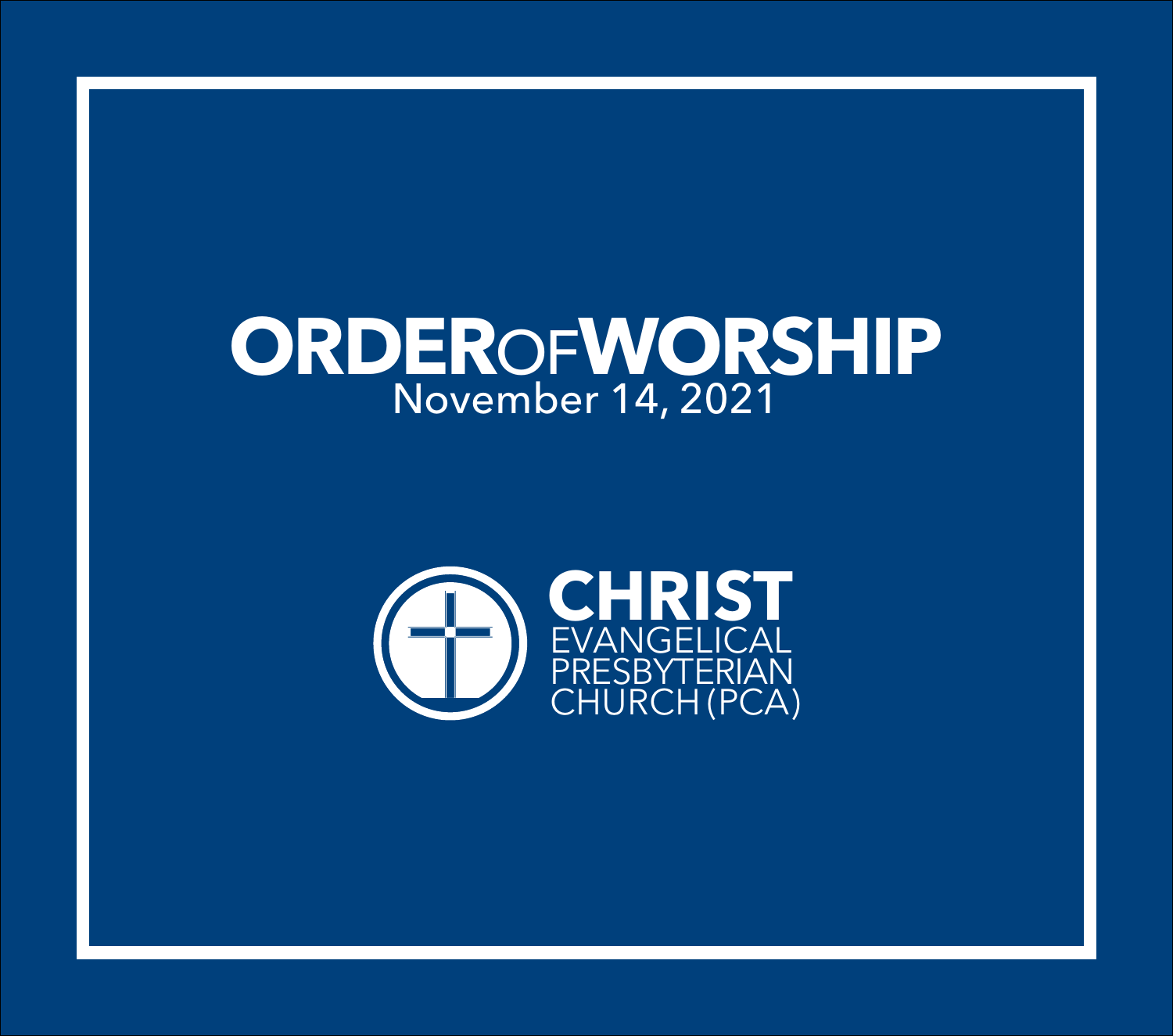# ORDER OF WORSHIP

November 14, 2021

**CHRIST**
EVANGELICAL
PRESBYTERIAN
CHURCH (PCA)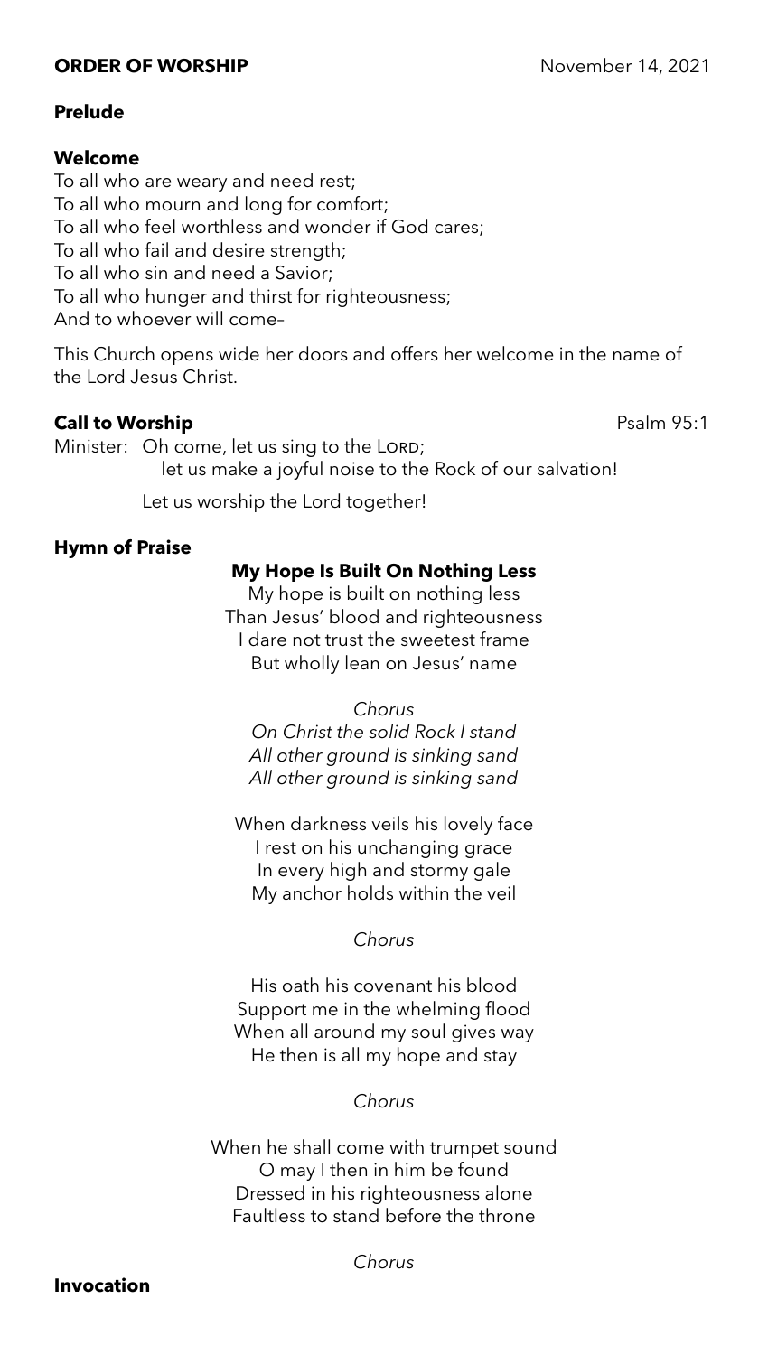**ORDER OF WORSHIP** November 14, 2021

**Prelude**

**Welcome**

To all who are weary and need rest;
To all who mourn and long for comfort;
To all who feel worthless and wonder if God cares;
To all who fail and desire strength;
To all who sin and need a Savior;
To all who hunger and thirst for righteousness;
And to whoever will come–

This Church opens wide her doors and offers her welcome in the name of the Lord Jesus Christ.

**Call to Worship** Psalm 95:1

Minister: Oh come, let us sing to the LORD;
let us make a joyful noise to the Rock of our salvation!

Let us worship the Lord together!

**Hymn of Praise**

**My Hope Is Built On Nothing Less**

My hope is built on nothing less
Than Jesus' blood and righteousness
I dare not trust the sweetest frame
But wholly lean on Jesus' name

*Chorus*
*On Christ the solid Rock I stand*
*All other ground is sinking sand*
*All other ground is sinking sand*

When darkness veils his lovely face
I rest on his unchanging grace
In every high and stormy gale
My anchor holds within the veil

*Chorus*

His oath his covenant his blood
Support me in the whelming flood
When all around my soul gives way
He then is all my hope and stay

*Chorus*

When he shall come with trumpet sound
O may I then in him be found
Dressed in his righteousness alone
Faultless to stand before the throne

*Chorus*

**Invocation**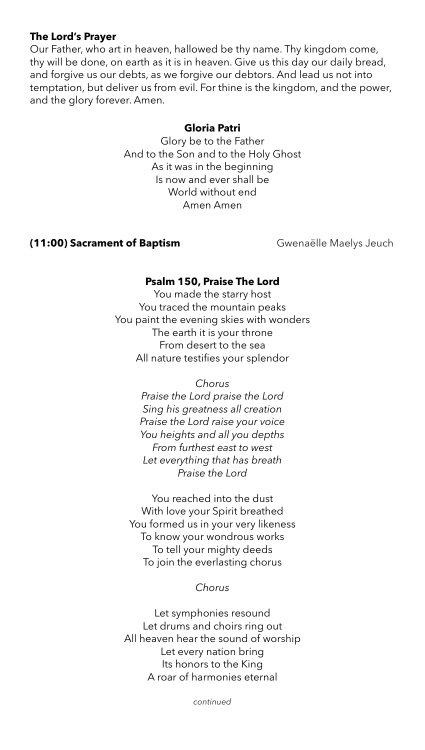**The Lord's Prayer**
Our Father, who art in heaven, hallowed be thy name. Thy kingdom come, thy will be done, on earth as it is in heaven. Give us this day our daily bread, and forgive us our debts, as we forgive our debtors. And lead us not into temptation, but deliver us from evil. For thine is the kingdom, and the power, and the glory forever. Amen.

**Gloria Patri**

Glory be to the Father
And to the Son and to the Holy Ghost
As it was in the beginning
Is now and ever shall be
World without end
Amen Amen

**(11:00) Sacrament of Baptism** Gwenaëlle Maelys Jeuch

**Psalm 150, Praise The Lord**

You made the starry host
You traced the mountain peaks
You paint the evening skies with wonders
The earth it is your throne
From desert to the sea
All nature testifies your splendor

*Chorus*
*Praise the Lord praise the Lord*
*Sing his greatness all creation*
*Praise the Lord raise your voice*
*You heights and all you depths*
*From furthest east to west*
*Let everything that has breath*
*Praise the Lord*

You reached into the dust
With love your Spirit breathed
You formed us in your very likeness
To know your wondrous works
To tell your mighty deeds
To join the everlasting chorus

*Chorus*

Let symphonies resound
Let drums and choirs ring out
All heaven hear the sound of worship
Let every nation bring
Its honors to the King
A roar of harmonies eternal

*continued*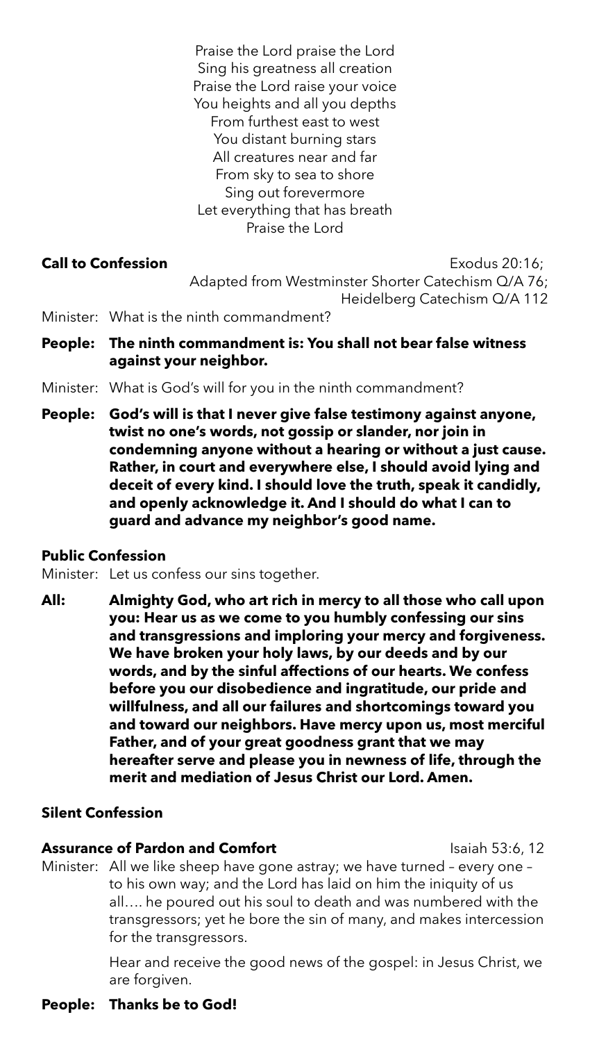Praise the Lord praise the Lord
Sing his greatness all creation
Praise the Lord raise your voice
You heights and all you depths
From furthest east to west
You distant burning stars
All creatures near and far
From sky to sea to shore
Sing out forevermore
Let everything that has breath
Praise the Lord

**Call to Confession** Exodus 20:16; Adapted from Westminster Shorter Catechism Q/A 76; Heidelberg Catechism Q/A 112

Minister: What is the ninth commandment?

**People: The ninth commandment is: You shall not bear false witness against your neighbor.**

Minister: What is God's will for you in the ninth commandment?

**People: God's will is that I never give false testimony against anyone, twist no one's words, not gossip or slander, nor join in condemning anyone without a hearing or without a just cause. Rather, in court and everywhere else, I should avoid lying and deceit of every kind. I should love the truth, speak it candidly, and openly acknowledge it. And I should do what I can to guard and advance my neighbor's good name.**

**Public Confession**

Minister: Let us confess our sins together.

**All: Almighty God, who art rich in mercy to all those who call upon you: Hear us as we come to you humbly confessing our sins and transgressions and imploring your mercy and forgiveness. We have broken your holy laws, by our deeds and by our words, and by the sinful affections of our hearts. We confess before you our disobedience and ingratitude, our pride and willfulness, and all our failures and shortcomings toward you and toward our neighbors. Have mercy upon us, most merciful Father, and of your great goodness grant that we may hereafter serve and please you in newness of life, through the merit and mediation of Jesus Christ our Lord. Amen.**

**Silent Confession**

**Assurance of Pardon and Comfort** Isaiah 53:6, 12

Minister: All we like sheep have gone astray; we have turned – every one – to his own way; and the Lord has laid on him the iniquity of us all…. he poured out his soul to death and was numbered with the transgressors; yet he bore the sin of many, and makes intercession for the transgressors.

Hear and receive the good news of the gospel: in Jesus Christ, we are forgiven.

**People: Thanks be to God!**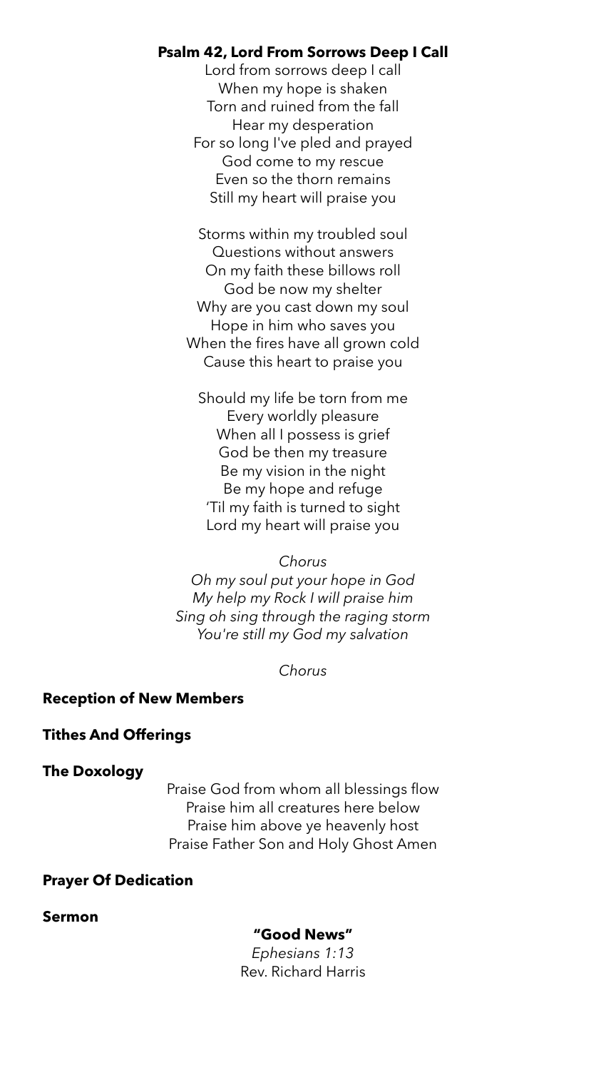**Psalm 42, Lord From Sorrows Deep I Call**

Lord from sorrows deep I call
When my hope is shaken
Torn and ruined from the fall
Hear my desperation
For so long I've pled and prayed
God come to my rescue
Even so the thorn remains
Still my heart will praise you

Storms within my troubled soul
Questions without answers
On my faith these billows roll
God be now my shelter
Why are you cast down my soul
Hope in him who saves you
When the fires have all grown cold
Cause this heart to praise you

Should my life be torn from me
Every worldly pleasure
When all I possess is grief
God be then my treasure
Be my vision in the night
Be my hope and refuge
'Til my faith is turned to sight
Lord my heart will praise you

*Chorus*
*Oh my soul put your hope in God*
*My help my Rock I will praise him*
*Sing oh sing through the raging storm*
*You're still my God my salvation*

*Chorus*

**Reception of New Members**

**Tithes And Offerings**

**The Doxology**

Praise God from whom all blessings flow
Praise him all creatures here below
Praise him above ye heavenly host
Praise Father Son and Holy Ghost Amen

**Prayer Of Dedication**

**Sermon**

**"Good News"**
*Ephesians 1:13*
Rev. Richard Harris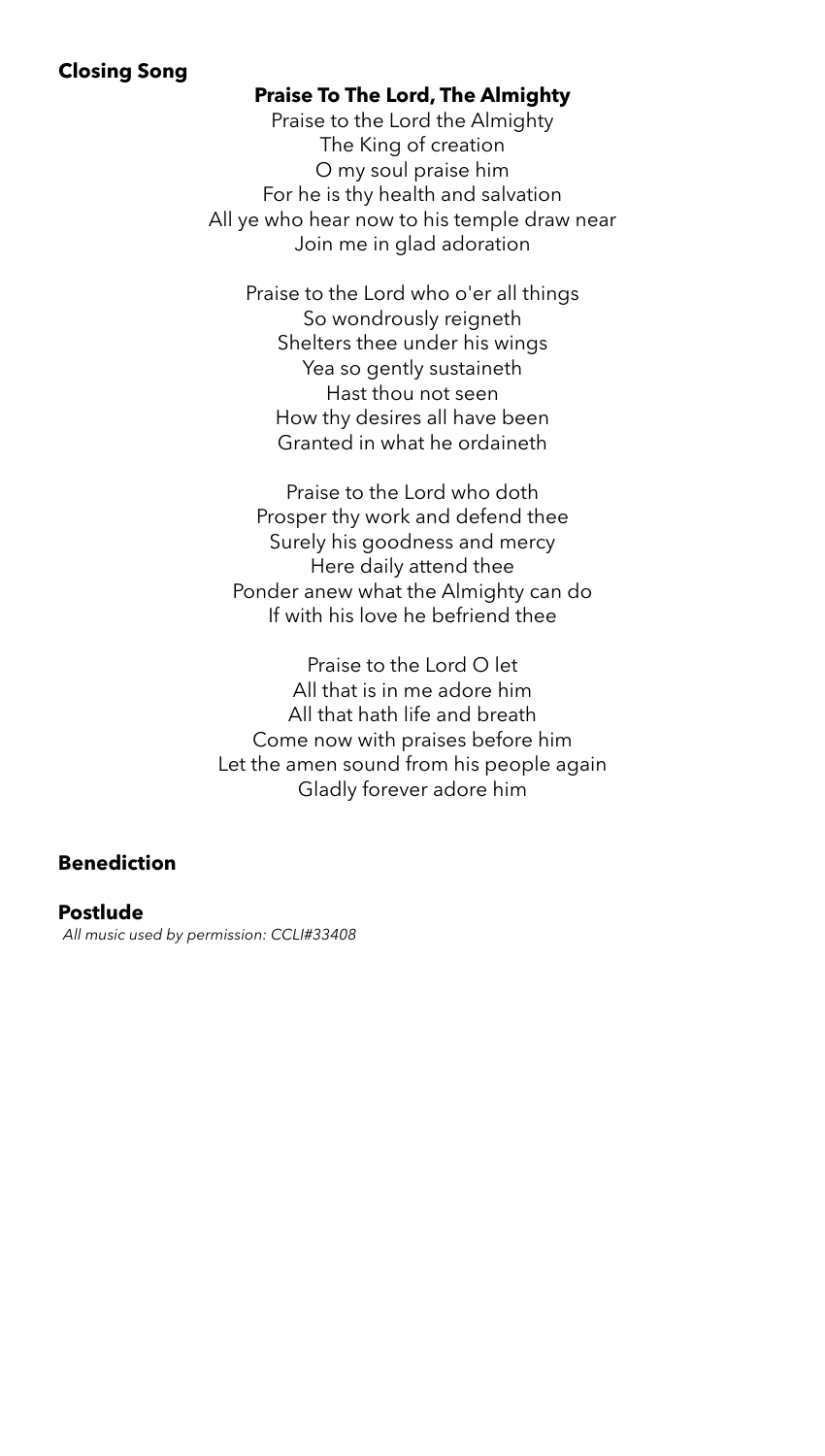### Closing Song

**Praise To The Lord, The Almighty**

Praise to the Lord the Almighty
The King of creation
O my soul praise him
For he is thy health and salvation
All ye who hear now to his temple draw near
Join me in glad adoration

Praise to the Lord who o'er all things
So wondrously reigneth
Shelters thee under his wings
Yea so gently sustaineth
Hast thou not seen
How thy desires all have been
Granted in what he ordaineth

Praise to the Lord who doth
Prosper thy work and defend thee
Surely his goodness and mercy
Here daily attend thee
Ponder anew what the Almighty can do
If with his love he befriend thee

Praise to the Lord O let
All that is in me adore him
All that hath life and breath
Come now with praises before him
Let the amen sound from his people again
Gladly forever adore him

### Benediction

### Postlude

*All music used by permission: CCLI#33408*